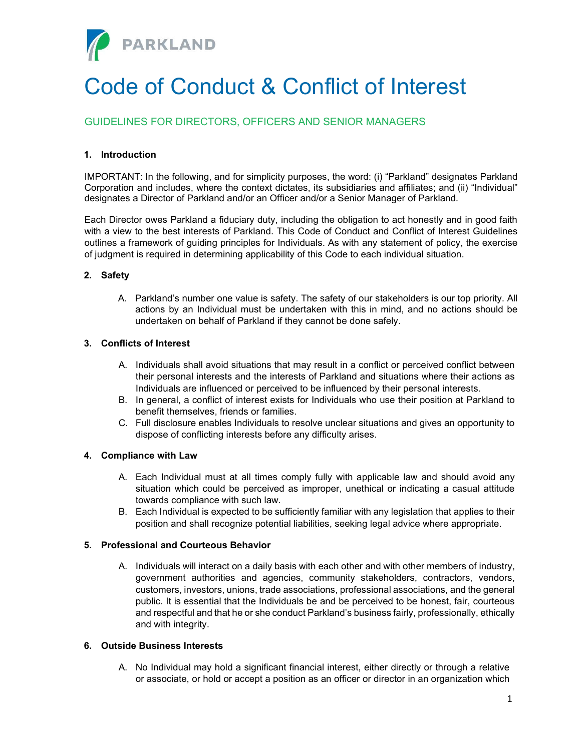PARKLAND

# Code of Conduct & Conflict of Interest

## GUIDELINES FOR DIRECTORS, OFFICERS AND SENIOR MANAGERS

### 1. Introduction

IMPORTANT: In the following, and for simplicity purposes, the word: (i) "Parkland" designates Parkland Corporation and includes, where the context dictates, its subsidiaries and affiliates; and (ii) "Individual" designates a Director of Parkland and/or an Officer and/or a Senior Manager of Parkland.

Each Director owes Parkland a fiduciary duty, including the obligation to act honestly and in good faith with a view to the best interests of Parkland. This Code of Conduct and Conflict of Interest Guidelines outlines a framework of guiding principles for Individuals. As with any statement of policy, the exercise of judgment is required in determining applicability of this Code to each individual situation.

### 2. Safety

A. Parkland's number one value is safety. The safety of our stakeholders is our top priority. All actions by an Individual must be undertaken with this in mind, and no actions should be undertaken on behalf of Parkland if they cannot be done safely.

### 3. Conflicts of Interest

A. Individuals shall avoid situations that may result in a conflict or perceived conflict between their personal interests and the interests of Parkland and situations where their actions as Individuals are influenced or perceived to be influenced by their personal interests.

B. In general, a conflict of interest exists for Individuals who use their position at Parkland to benefit themselves, friends or families.

C. Full disclosure enables Individuals to resolve unclear situations and gives an opportunity to dispose of conflicting interests before any difficulty arises.

### 4. Compliance with Law

A. Each Individual must at all times comply fully with applicable law and should avoid any situation which could be perceived as improper, unethical or indicating a casual attitude towards compliance with such law.

B. Each Individual is expected to be sufficiently familiar with any legislation that applies to their position and shall recognize potential liabilities, seeking legal advice where appropriate.

### 5. Professional and Courteous Behavior

A. Individuals will interact on a daily basis with each other and with other members of industry, government authorities and agencies, community stakeholders, contractors, vendors, customers, investors, unions, trade associations, professional associations, and the general public. It is essential that the Individuals be and be perceived to be honest, fair, courteous and respectful and that he or she conduct Parkland's business fairly, professionally, ethically and with integrity.

### 6. Outside Business Interests

A. No Individual may hold a significant financial interest, either directly or through a relative or associate, or hold or accept a position as an officer or director in an organization which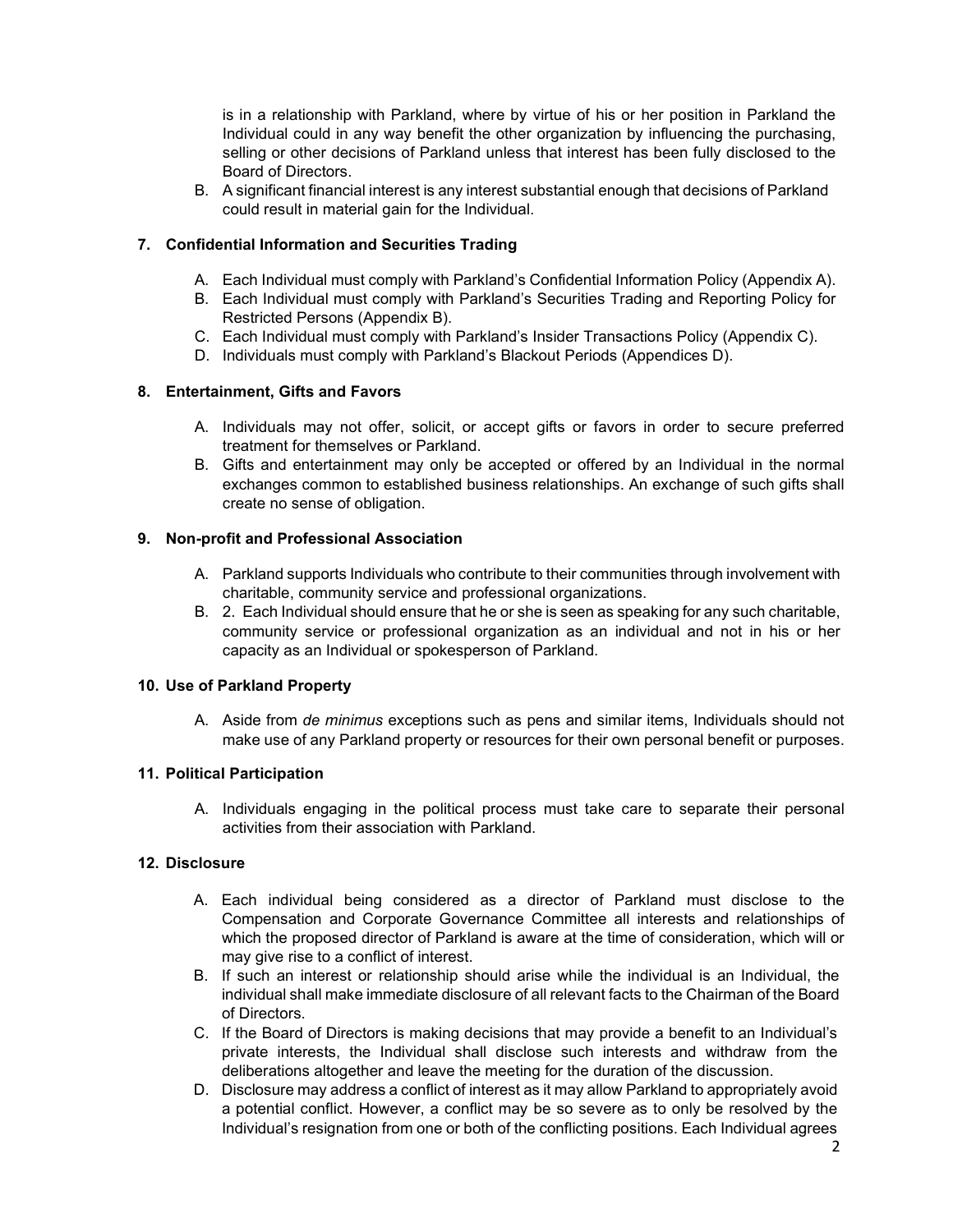is in a relationship with Parkland, where by virtue of his or her position in Parkland the Individual could in any way benefit the other organization by influencing the purchasing, selling or other decisions of Parkland unless that interest has been fully disclosed to the Board of Directors.

B. A significant financial interest is any interest substantial enough that decisions of Parkland could result in material gain for the Individual.

### 7. Confidential Information and Securities Trading

A. Each Individual must comply with Parkland's Confidential Information Policy (Appendix A).
B. Each Individual must comply with Parkland's Securities Trading and Reporting Policy for Restricted Persons (Appendix B).
C. Each Individual must comply with Parkland's Insider Transactions Policy (Appendix C).
D. Individuals must comply with Parkland's Blackout Periods (Appendices D).

### 8. Entertainment, Gifts and Favors

A. Individuals may not offer, solicit, or accept gifts or favors in order to secure preferred treatment for themselves or Parkland.
B. Gifts and entertainment may only be accepted or offered by an Individual in the normal exchanges common to established business relationships. An exchange of such gifts shall create no sense of obligation.

### 9. Non-profit and Professional Association

A. Parkland supports Individuals who contribute to their communities through involvement with charitable, community service and professional organizations.
B. 2. Each Individual should ensure that he or she is seen as speaking for any such charitable, community service or professional organization as an individual and not in his or her capacity as an Individual or spokesperson of Parkland.

### 10. Use of Parkland Property

A. Aside from *de minimus* exceptions such as pens and similar items, Individuals should not make use of any Parkland property or resources for their own personal benefit or purposes.

### 11. Political Participation

A. Individuals engaging in the political process must take care to separate their personal activities from their association with Parkland.

### 12. Disclosure

A. Each individual being considered as a director of Parkland must disclose to the Compensation and Corporate Governance Committee all interests and relationships of which the proposed director of Parkland is aware at the time of consideration, which will or may give rise to a conflict of interest.
B. If such an interest or relationship should arise while the individual is an Individual, the individual shall make immediate disclosure of all relevant facts to the Chairman of the Board of Directors.
C. If the Board of Directors is making decisions that may provide a benefit to an Individual's private interests, the Individual shall disclose such interests and withdraw from the deliberations altogether and leave the meeting for the duration of the discussion.
D. Disclosure may address a conflict of interest as it may allow Parkland to appropriately avoid a potential conflict. However, a conflict may be so severe as to only be resolved by the Individual's resignation from one or both of the conflicting positions. Each Individual agrees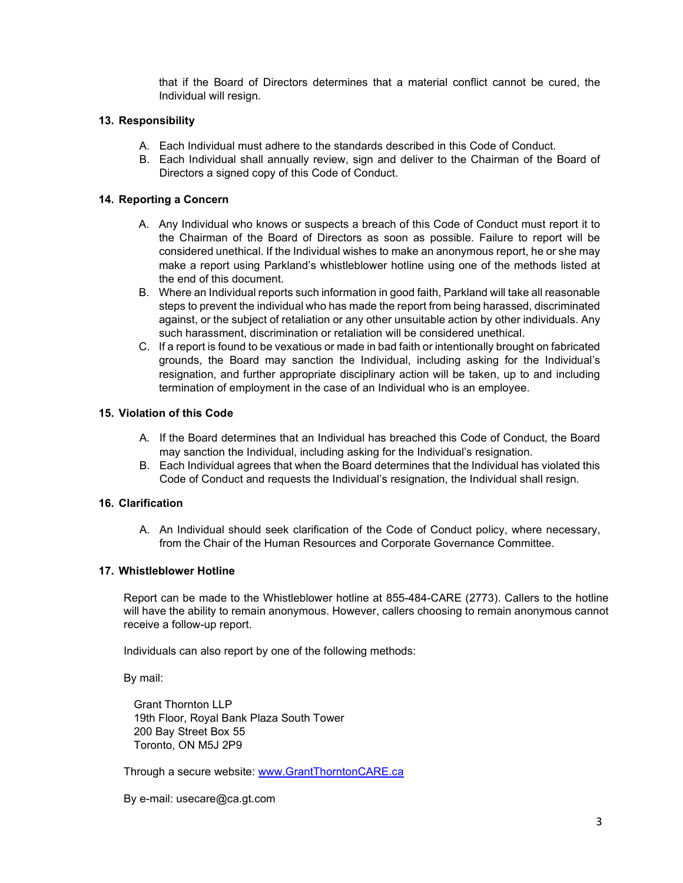that if the Board of Directors determines that a material conflict cannot be cured, the Individual will resign.

## 13. Responsibility

A. Each Individual must adhere to the standards described in this Code of Conduct.
B. Each Individual shall annually review, sign and deliver to the Chairman of the Board of Directors a signed copy of this Code of Conduct.

## 14. Reporting a Concern

A. Any Individual who knows or suspects a breach of this Code of Conduct must report it to the Chairman of the Board of Directors as soon as possible. Failure to report will be considered unethical. If the Individual wishes to make an anonymous report, he or she may make a report using Parkland's whistleblower hotline using one of the methods listed at the end of this document.
B. Where an Individual reports such information in good faith, Parkland will take all reasonable steps to prevent the individual who has made the report from being harassed, discriminated against, or the subject of retaliation or any other unsuitable action by other individuals. Any such harassment, discrimination or retaliation will be considered unethical.
C. If a report is found to be vexatious or made in bad faith or intentionally brought on fabricated grounds, the Board may sanction the Individual, including asking for the Individual's resignation, and further appropriate disciplinary action will be taken, up to and including termination of employment in the case of an Individual who is an employee.

## 15. Violation of this Code

A. If the Board determines that an Individual has breached this Code of Conduct, the Board may sanction the Individual, including asking for the Individual's resignation.
B. Each Individual agrees that when the Board determines that the Individual has violated this Code of Conduct and requests the Individual's resignation, the Individual shall resign.

## 16. Clarification

A. An Individual should seek clarification of the Code of Conduct policy, where necessary, from the Chair of the Human Resources and Corporate Governance Committee.

## 17. Whistleblower Hotline

Report can be made to the Whistleblower hotline at 855-484-CARE (2773). Callers to the hotline will have the ability to remain anonymous. However, callers choosing to remain anonymous cannot receive a follow-up report.

Individuals can also report by one of the following methods:

By mail:

Grant Thornton LLP
19th Floor, Royal Bank Plaza South Tower
200 Bay Street Box 55
Toronto, ON M5J 2P9

Through a secure website: [www.GrantThorntonCARE.ca](www.GrantThorntonCARE.ca)

By e-mail: usecare@ca.gt.com